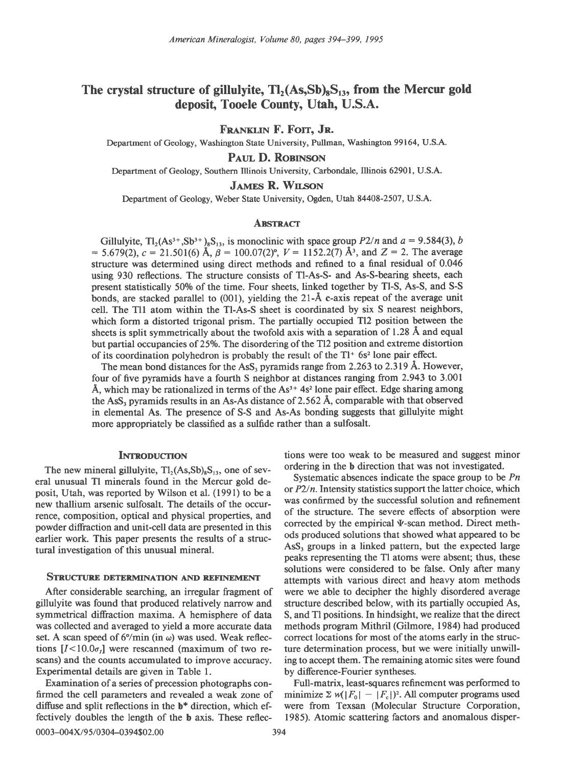# The crystal structure of gillulyite, $Tl_2(As,Sb)_8S_{13}$, from the Mercur gold deposit, Tooele County, Utah, U.S.A.

**Franklin F. Foit, Jr.**

Department of Geology, Washington State University, Pullman, Washington 99164, U.S.A.

**Paul D. Robinson**

Department of Geology, Southern Illinois University, Carbondale, Illinois 62901, U.S.A.

**James R. Wilson**

Department of Geology, Weber State University, Ogden, Utah 84408-2507, U.S.A.

## Abstract

Gillulyite, $Tl_2(As^{3+},Sb^{3+})_8S_{13}$, is monoclinic with space group $P2/n$ and $a = 9.584(3)$, $b = 5.679(2)$, $c = 21.501(6)$ Å, $\beta = 100.07(2)°$, $V = 1152.2(7)$ Å$^3$, and $Z = 2$. The average structure was determined using direct methods and refined to a final residual of 0.046 using 930 reflections. The structure consists of Tl-As-S- and As-S-bearing sheets, each present statistically 50% of the time. Four sheets, linked together by Tl-S, As-S, and S-S bonds, are stacked parallel to (001), yielding the 21-Å **c**-axis repeat of the average unit cell. The Tl1 atom within the Tl-As-S sheet is coordinated by six S nearest neighbors, which form a distorted trigonal prism. The partially occupied Tl2 position between the sheets is split symmetrically about the twofold axis with a separation of 1.28 Å and equal but partial occupancies of 25%. The disordering of the Tl2 position and extreme distortion of its coordination polyhedron is probably the result of the $Tl^+$ $6s^2$ lone pair effect.

The mean bond distances for the $AsS_3$ pyramids range from 2.263 to 2.319 Å. However, four of five pyramids have a fourth S neighbor at distances ranging from 2.943 to 3.001 Å, which may be rationalized in terms of the $As^{3+}$ $4s^2$ lone pair effect. Edge sharing among the $AsS_3$ pyramids results in an As-As distance of 2.562 Å, comparable with that observed in elemental As. The presence of S-S and As-As bonding suggests that gillulyite might more appropriately be classified as a sulfide rather than a sulfosalt.

## Introduction

The new mineral gillulyite, $Tl_2(As,Sb)_8S_{13}$, one of several unusual Tl minerals found in the Mercur gold deposit, Utah, was reported by Wilson et al. (1991) to be a new thallium arsenic sulfosalt. The details of the occurrence, composition, optical and physical properties, and powder diffraction and unit-cell data are presented in this earlier work. This paper presents the results of a structural investigation of this unusual mineral.

## Structure determination and refinement

After considerable searching, an irregular fragment of gillulyite was found that produced relatively narrow and symmetrical diffraction maxima. A hemisphere of data was collected and averaged to yield a more accurate data set. A scan speed of 6°/min (in $\omega$) was used. Weak reflections [$I < 10.0\sigma_I$] were rescanned (maximum of two rescans) and the counts accumulated to improve accuracy. Experimental details are given in Table 1.

Examination of a series of precession photographs confirmed the cell parameters and revealed a weak zone of diffuse and split reflections in the **b**\* direction, which effectively doubles the length of the **b** axis. These reflections were too weak to be measured and suggest minor ordering in the **b** direction that was not investigated.

Systematic absences indicate the space group to be $Pn$ or $P2/n$. Intensity statistics support the latter choice, which was confirmed by the successful solution and refinement of the structure. The severe effects of absorption were corrected by the empirical $\Psi$-scan method. Direct methods produced solutions that showed what appeared to be $AsS_3$ groups in a linked pattern, but the expected large peaks representing the Tl atoms were absent; thus, these solutions were considered to be false. Only after many attempts with various direct and heavy atom methods were we able to decipher the highly disordered average structure described below, with its partially occupied As, S, and Tl positions. In hindsight, we realize that the direct methods program Mithril (Gilmore, 1984) had produced correct locations for most of the atoms early in the structure determination process, but we were initially unwilling to accept them. The remaining atomic sites were found by difference-Fourier syntheses.

Full-matrix, least-squares refinement was performed to minimize $\Sigma\, w(|F_o| - |F_c|)^2$. All computer programs used were from Texsan (Molecular Structure Corporation, 1985). Atomic scattering factors and anomalous disper-

0003-004X/95/0304-0394$02.00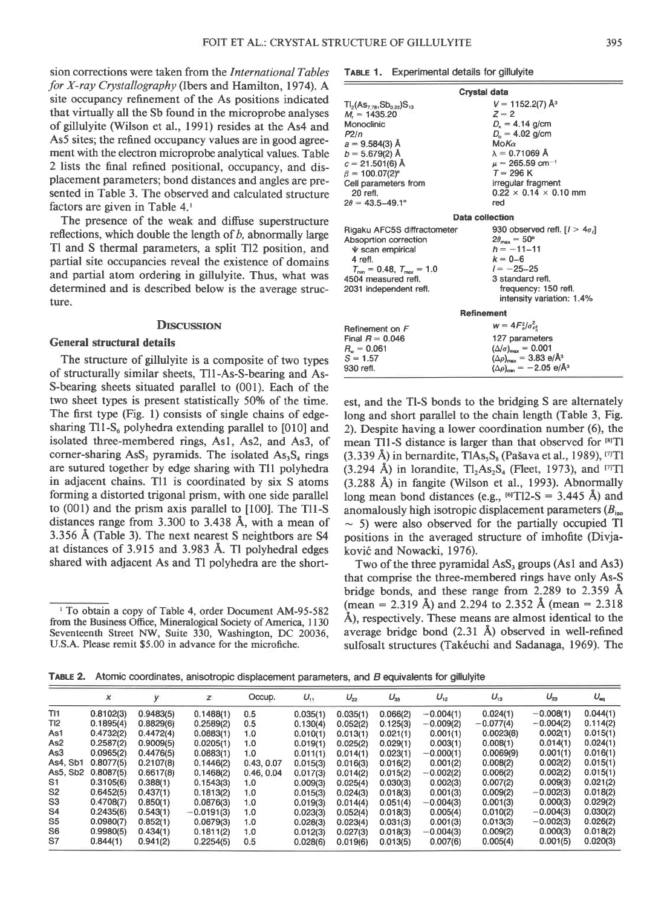sion corrections were taken from the *International Tables for X-ray Crystallography* (Ibers and Hamilton, 1974). A site occupancy refinement of the As positions indicated that virtually all the Sb found in the microprobe analyses of gillulyite (Wilson et al., 1991) resides at the As4 and As5 sites; the refined occupancy values are in good agreement with the electron microprobe analytical values. Table 2 lists the final refined positional, occupancy, and displacement parameters; bond distances and angles are presented in Table 3. The observed and calculated structure factors are given in Table 4.[1]

The presence of the weak and diffuse superstructure reflections, which double the length of *b*, abnormally large Tl and S thermal parameters, a split Tl2 position, and partial site occupancies reveal the existence of domains and partial atom ordering in gillulyite. Thus, what was determined and is described below is the average structure.

## Discussion

### General structural details

The structure of gillulyite is a composite of two types of structurally similar sheets, Tl1-As-S-bearing and As-S-bearing sheets situated parallel to (001). Each of the two sheet types is present statistically 50% of the time. The first type (Fig. 1) consists of single chains of edge-sharing Tl1-$S_6$ polyhedra extending parallel to [010] and isolated three-membered rings, As1, As2, and As3, of corner-sharing $AsS_3$ pyramids. The isolated $As_3S_4$ rings are sutured together by edge sharing with Tl1 polyhedra in adjacent chains. Tl1 is coordinated by six S atoms forming a distorted trigonal prism, with one side parallel to (001) and the prism axis parallel to [100]. The Tl1-S distances range from 3.300 to 3.438 Å, with a mean of 3.356 Å (Table 3). The next nearest S neightbors are S4 at distances of 3.915 and 3.983 Å. Tl polyhedral edges shared with adjacent As and Tl polyhedra are the shortest, and the Tl-S bonds to the bridging S are alternately long and short parallel to the chain length (Table 3, Fig. 2). Despite having a lower coordination number (6), the mean Tl1-S distance is larger than that observed for $^{[8]}$Tl (3.339 Å) in bernardite, $TlAs_5S_8$ (Pašava et al., 1989), $^{[7]}$Tl (3.294 Å) in lorandite, $Tl_2As_2S_4$ (Fleet, 1973), and $^{[7]}$Tl (3.288 Å) in fangite (Wilson et al., 1993). Abnormally long mean bond distances (e.g., $^{[6]}$Tl2-S = 3.445 Å) and anomalously high isotropic displacement parameters ($B_{iso}$ ~ 5) were also observed for the partially occupied Tl positions in the averaged structure of imhofite (Divjaković and Nowacki, 1976).

Two of the three pyramidal $AsS_3$ groups (As1 and As3) that comprise the three-membered rings have only As-S bridge bonds, and these range from 2.289 to 2.359 Å (mean = 2.319 Å) and 2.294 to 2.352 Å (mean = 2.318 Å), respectively. These means are almost identical to the average bridge bond (2.31 Å) observed in well-refined sulfosalt structures (Takéuchi and Sadanaga, 1969). The

[1] To obtain a copy of Table 4, order Document AM-95-582 from the Business Office, Mineralogical Society of America, 1130 Seventeenth Street NW, Suite 330, Washington, DC 20036, U.S.A. Please remit $5.00 in advance for the microfiche.

**Table 1.** Experimental details for gillulyite

| | |
|---|---|
| **Crystal data** | |
| $Tl_2(As_{7.78},Sb_{0.22})S_{13}$ | $V$ = 1152.2(7) Å$^3$ |
| $M_r$ = 1435.20 | $Z$ = 2 |
| Monoclinic | $D_x$ = 4.14 g/cm |
| $P2/n$ | $D_o$ = 4.02 g/cm |
| $a$ = 9.584(3) Å | MoK$\alpha$ |
| $b$ = 5.679(2) Å | $\lambda$ = 0.71069 Å |
| $c$ = 21.501(6) Å | $\mu$ = 265.59 cm$^{-1}$ |
| $\beta$ = 100.07(2)° | $T$ = 296 K |
| Cell parameters from 20 refl. | irregular fragment |
| $2\theta$ = 43.5–49.1° | 0.22 × 0.14 × 0.10 mm |
| | red |
| **Data collection** | |
| Rigaku AFC5S diffractometer | 930 observed refl. [$I > 4\sigma_I$] |
| Absoprtion correction | $2\theta_{max}$ = 50° |
| $\Psi$ scan empirical | $h$ = −11–11 |
| 4 refl. | $k$ = 0–6 |
| $T_{min}$ = 0.48, $T_{max}$ = 1.0 | $l$ = −25–25 |
| 4504 measured refl. | 3 standard refl. |
| 2031 independent refl. | frequency: 150 refl. |
| | intensity variation: 1.4% |
| **Refinement** | |
| Refinement on $F$ | $w = 4F_o^2/\sigma_{F_o^2}^2$ |
| Final $R$ = 0.046 | 127 parameters |
| $R_w$ = 0.061 | $(\Delta/\sigma)_{max}$ = 0.001 |
| $S$ = 1.57 | $(\Delta\rho)_{max}$ = 3.83 e/Å$^3$ |
| 930 refl. | $(\Delta\rho)_{min}$ = −2.05 e/Å$^3$ |

**Table 2.** Atomic coordinates, anisotropic displacement parameters, and $B$ equivalents for gillulyite

| | $x$ | $y$ | $z$ | Occup. | $U_{11}$ | $U_{22}$ | $U_{33}$ | $U_{12}$ | $U_{13}$ | $U_{23}$ | $U_{eq}$ |
|---|---|---|---|---|---|---|---|---|---|---|---|
| Tl1 | 0.8102(3) | 0.9483(5) | 0.1488(1) | 0.5 | 0.035(1) | 0.035(1) | 0.066(2) | −0.004(1) | 0.024(1) | −0.008(1) | 0.044(1) |
| Tl2 | 0.1895(4) | 0.8829(6) | 0.2589(2) | 0.5 | 0.130(4) | 0.052(2) | 0.125(3) | −0.009(2) | −0.077(4) | −0.004(2) | 0.114(2) |
| As1 | 0.4732(2) | 0.4472(4) | 0.0883(1) | 1.0 | 0.010(1) | 0.013(1) | 0.021(1) | 0.001(1) | 0.0023(8) | 0.002(1) | 0.015(1) |
| As2 | 0.2587(2) | 0.9009(5) | 0.0205(1) | 1.0 | 0.019(1) | 0.025(2) | 0.029(1) | 0.003(1) | 0.008(1) | 0.014(1) | 0.024(1) |
| As3 | 0.0965(2) | 0.4476(5) | 0.0883(1) | 1.0 | 0.011(1) | 0.014(1) | 0.023(1) | −0.000(1) | 0.0069(9) | 0.001(1) | 0.016(1) |
| As4, Sb1 | 0.8077(5) | 0.2107(8) | 0.1446(2) | 0.43, 0.07 | 0.015(3) | 0.016(3) | 0.016(2) | 0.001(2) | 0.008(2) | 0.002(2) | 0.015(1) |
| As5, Sb2 | 0.8087(5) | 0.6617(8) | 0.1468(2) | 0.46, 0.04 | 0.017(3) | 0.014(2) | 0.015(2) | −0.002(2) | 0.006(2) | 0.002(2) | 0.015(1) |
| S1 | 0.3105(6) | 0.388(1) | 0.1543(3) | 1.0 | 0.009(3) | 0.025(4) | 0.030(3) | 0.002(3) | 0.007(2) | 0.009(3) | 0.021(2) |
| S2 | 0.6452(5) | 0.437(1) | 0.1813(2) | 1.0 | 0.015(3) | 0.024(3) | 0.018(3) | 0.001(3) | 0.009(2) | −0.002(3) | 0.018(2) |
| S3 | 0.4708(7) | 0.850(1) | 0.0876(3) | 1.0 | 0.019(3) | 0.014(2) | 0.051(4) | −0.004(3) | 0.001(3) | 0.000(3) | 0.029(2) |
| S4 | 0.2435(6) | 0.543(1) | −0.0191(3) | 1.0 | 0.023(3) | 0.052(4) | 0.018(3) | 0.005(4) | 0.010(2) | −0.004(3) | 0.030(2) |
| S5 | 0.0980(7) | 0.852(1) | 0.0879(3) | 1.0 | 0.028(3) | 0.023(4) | 0.031(3) | 0.001(3) | 0.013(3) | −0.002(3) | 0.026(2) |
| S6 | 0.9980(5) | 0.434(1) | 0.1811(2) | 1.0 | 0.012(3) | 0.027(3) | 0.018(3) | −0.004(3) | 0.009(2) | 0.000(3) | 0.018(2) |
| S7 | 0.844(1) | 0.941(2) | 0.2254(5) | 0.5 | 0.028(6) | 0.019(6) | 0.013(5) | 0.007(6) | 0.005(4) | 0.001(5) | 0.020(3) |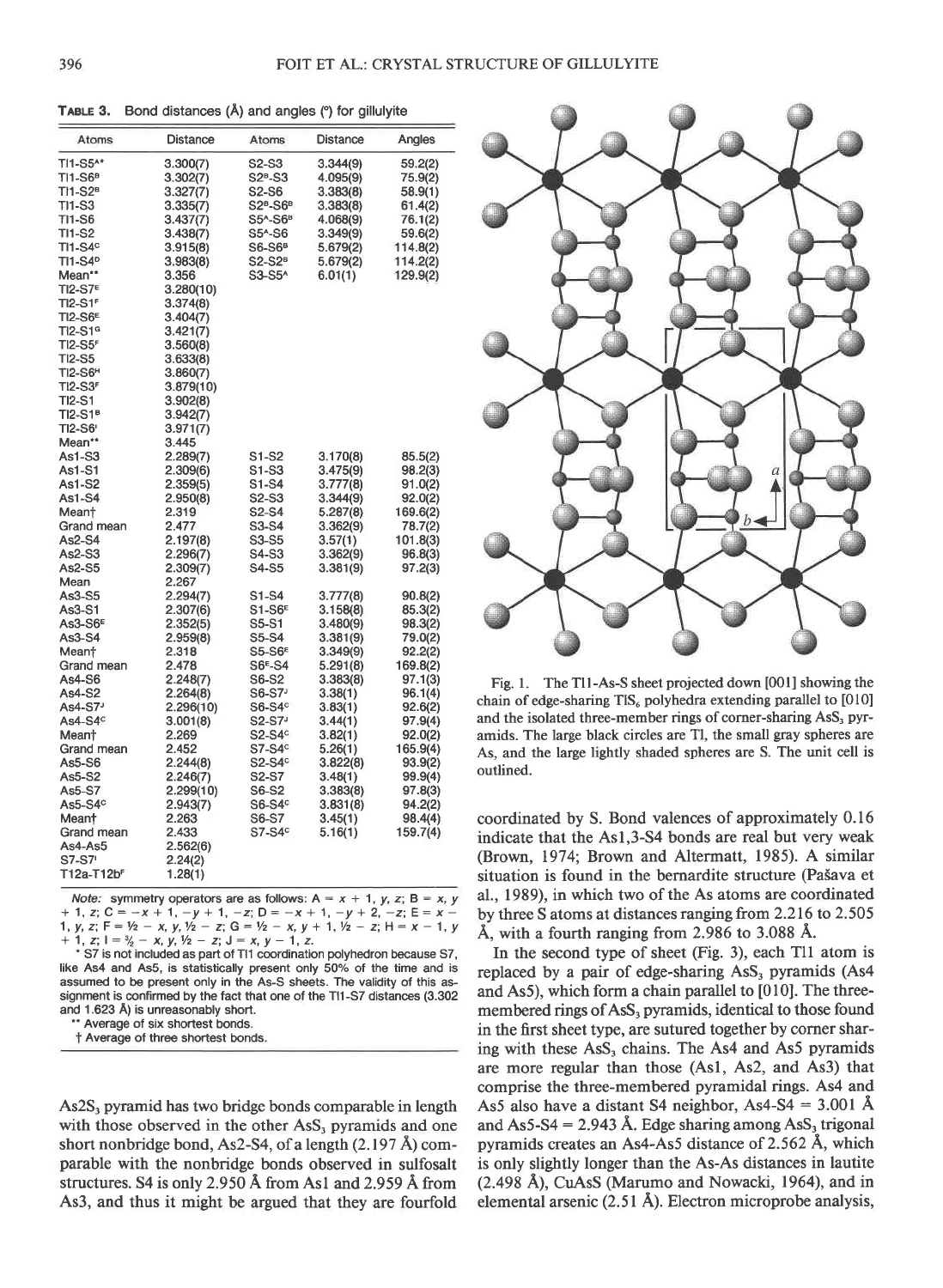**Table 3.** Bond distances (Å) and angles (°) for gillulyite

| Atoms | Distance | Atoms | Distance | Angles |
|---|---|---|---|---|
| Tl1-S5$^{A*}$ | 3.300(7) | S2-S3 | 3.344(9) | 59.2(2) |
| Tl1-S6$^{B}$ | 3.302(7) | S2$^{B}$-S3 | 4.095(9) | 75.9(2) |
| Tl1-S2$^{B}$ | 3.327(7) | S2-S6 | 3.383(8) | 58.9(1) |
| Tl1-S3 | 3.335(7) | S2$^{B}$-S6$^{B}$ | 3.383(8) | 61.4(2) |
| Tl1-S6 | 3.437(7) | S5$^{A}$-S6$^{B}$ | 4.068(9) | 76.1(2) |
| Tl1-S2 | 3.438(7) | S5$^{A}$-S6 | 3.349(9) | 59.6(2) |
| Tl1-S4$^{C}$ | 3.915(8) | S6-S6$^{B}$ | 5.679(2) | 114.8(2) |
| Tl1-S4$^{D}$ | 3.983(8) | S2-S2$^{B}$ | 5.679(2) | 114.2(2) |
| Mean** | 3.356 | S3-S5$^{A}$ | 6.01(1) | 129.9(2) |
| Tl2-S7$^{E}$ | 3.280(10) | | | |
| Tl2-S1$^{F}$ | 3.374(8) | | | |
| Tl2-S6$^{E}$ | 3.404(7) | | | |
| Tl2-S1$^{G}$ | 3.421(7) | | | |
| Tl2-S5$^{F}$ | 3.560(8) | | | |
| Tl2-S5 | 3.633(8) | | | |
| Tl2-S6$^{H}$ | 3.860(7) | | | |
| Tl2-S3$^{F}$ | 3.879(10) | | | |
| Tl2-S1 | 3.902(8) | | | |
| Tl2-S1$^{B}$ | 3.942(7) | | | |
| Tl2-S6$^{I}$ | 3.971(7) | | | |
| Mean** | 3.445 | | | |
| As1-S3 | 2.289(7) | S1-S2 | 3.170(8) | 85.5(2) |
| As1-S1 | 2.309(6) | S1-S3 | 3.475(9) | 98.2(3) |
| As1-S2 | 2.359(5) | S1-S4 | 3.777(8) | 91.0(2) |
| As1-S4 | 2.950(8) | S2-S3 | 3.344(9) | 92.0(2) |
| Mean† | 2.319 | S2-S4 | 5.287(8) | 169.6(2) |
| Grand mean | 2.477 | S3-S4 | 3.362(9) | 78.7(2) |
| As2-S4 | 2.197(8) | S3-S5 | 3.57(1) | 101.8(3) |
| As2-S3 | 2.296(7) | S4-S3 | 3.362(9) | 96.8(3) |
| As2-S5 | 2.309(7) | S4-S5 | 3.381(9) | 97.2(3) |
| Mean | 2.267 | | | |
| As3-S5 | 2.294(7) | S1-S4 | 3.777(8) | 90.8(2) |
| As3-S1 | 2.307(6) | S1-S6$^{E}$ | 3.158(8) | 85.3(2) |
| As3-S6$^{E}$ | 2.352(5) | S5-S1 | 3.480(9) | 98.3(2) |
| As3-S4 | 2.959(8) | S5-S4 | 3.381(9) | 79.0(2) |
| Mean† | 2.318 | S5-S6$^{E}$ | 3.349(9) | 92.2(2) |
| Grand mean | 2.478 | S6$^{E}$-S4 | 5.291(8) | 169.8(2) |
| As4-S6 | 2.248(7) | S6-S2 | 3.383(8) | 97.1(3) |
| As4-S2 | 2.264(8) | S6-S7$^{J}$ | 3.38(1) | 96.1(4) |
| As4-S7$^{J}$ | 2.296(10) | S6-S4$^{C}$ | 3.83(1) | 92.6(2) |
| As4-S4$^{C}$ | 3.001(8) | S2-S7$^{J}$ | 3.44(1) | 97.9(4) |
| Mean† | 2.269 | S2-S4$^{C}$ | 3.82(1) | 92.0(2) |
| Grand mean | 2.452 | S7-S4$^{C}$ | 5.26(1) | 165.9(4) |
| As5-S6 | 2.244(8) | S2-S4$^{C}$ | 3.822(8) | 93.9(2) |
| As5-S2 | 2.246(7) | S2-S7 | 3.48(1) | 99.9(4) |
| As5-S7 | 2.299(10) | S6-S2 | 3.383(8) | 97.8(3) |
| As5-S4$^{C}$ | 2.943(7) | S6-S4$^{C}$ | 3.831(8) | 94.2(2) |
| Mean† | 2.263 | S6-S7 | 3.45(1) | 98.4(4) |
| Grand mean | 2.433 | S7-S4$^{C}$ | 5.16(1) | 159.7(4) |
| As4-As5 | 2.562(6) | | | |
| S7-S7$^{I}$ | 2.24(2) | | | |
| Tl2a-Tl2b$^{F}$ | 1.28(1) | | | |

*Note:* symmetry operators are as follows: A = $x + 1, y, z$; B = $x, y + 1, z$; C = $-x + 1, -y + 1, -z$; D = $-x + 1, -y + 2, -z$; E = $x - 1, y, z$; F = $\frac{1}{2} - x, y, \frac{1}{2} - z$; G = $\frac{1}{2} - x, y + 1, \frac{1}{2} - z$; H = $x - 1, y + 1, z$; I = $\frac{3}{2} - x, y, \frac{1}{2} - z$; J = $x, y - 1, z$.

\* S7 is not included as part of Tl1 coordination polyhedron because S7, like As4 and As5, is statistically present only 50% of the time and is assumed to be present only in the As-S sheets. The validity of this assignment is confirmed by the fact that one of the Tl1-S7 distances (3.302 and 1.623 Å) is unreasonably short.

\*\* Average of six shortest bonds.

† Average of three shortest bonds.

$As2S_3$ pyramid has two bridge bonds comparable in length with those observed in the other $AsS_3$ pyramids and one short nonbridge bond, As2-S4, of a length (2.197 Å) comparable with the nonbridge bonds observed in sulfosalt structures. S4 is only 2.950 Å from As1 and 2.959 Å from As3, and thus it might be argued that they are fourfold coordinated by S. Bond valences of approximately 0.16 indicate that the As1,3-S4 bonds are real but very weak (Brown, 1974; Brown and Altermatt, 1985). A similar situation is found in the bernardite structure (Pašava et al., 1989), in which two of the As atoms are coordinated by three S atoms at distances ranging from 2.216 to 2.505 Å, with a fourth ranging from 2.986 to 3.088 Å.

Fig. 1. The Tl1-As-S sheet projected down [001] showing the chain of edge-sharing $TlS_6$ polyhedra extending parallel to [010] and the isolated three-member rings of corner-sharing $AsS_3$ pyramids. The large black circles are Tl, the small gray spheres are As, and the large lightly shaded spheres are S. The unit cell is outlined.

In the second type of sheet (Fig. 3), each Tl1 atom is replaced by a pair of edge-sharing $AsS_3$ pyramids (As4 and As5), which form a chain parallel to [010]. The three-membered rings of $AsS_3$ pyramids, identical to those found in the first sheet type, are sutured together by corner sharing with these $AsS_3$ chains. The As4 and As5 pyramids are more regular than those (As1, As2, and As3) that comprise the three-membered pyramidal rings. As4 and As5 also have a distant S4 neighbor, As4-S4 = 3.001 Å and As5-S4 = 2.943 Å. Edge sharing among $AsS_3$ trigonal pyramids creates an As4-As5 distance of 2.562 Å, which is only slightly longer than the As-As distances in lautite (2.498 Å), CuAsS (Marumo and Nowacki, 1964), and in elemental arsenic (2.51 Å). Electron microprobe analysis,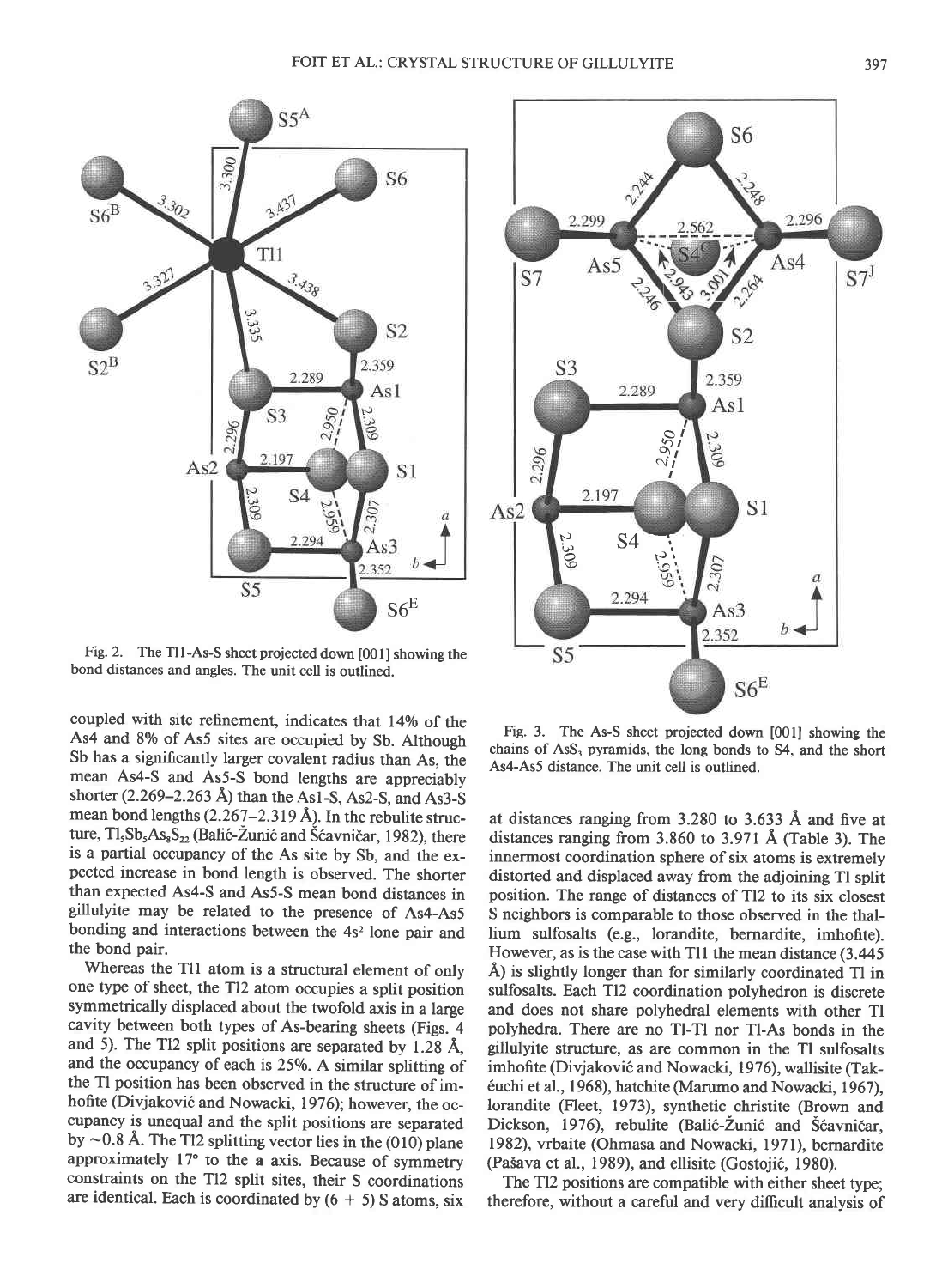Fig. 2. The Tl1-As-S sheet projected down [001] showing the bond distances and angles. The unit cell is outlined.

Fig. 3. The As-S sheet projected down [001] showing the chains of $AsS_3$ pyramids, the long bonds to S4, and the short As4-As5 distance. The unit cell is outlined.

coupled with site refinement, indicates that 14% of the As4 and 8% of As5 sites are occupied by Sb. Although Sb has a significantly larger covalent radius than As, the mean As4-S and As5-S bond lengths are appreciably shorter (2.269–2.263 Å) than the As1-S, As2-S, and As3-S mean bond lengths (2.267–2.319 Å). In the rebulite structure, $Tl_5Sb_5As_8S_{22}$ (Balić-Žunić and Šćavničar, 1982), there is a partial occupancy of the As site by Sb, and the expected increase in bond length is observed. The shorter than expected As4-S and As5-S mean bond distances in gillulyite may be related to the presence of As4-As5 bonding and interactions between the $4s^2$ lone pair and the bond pair.

Whereas the Tl1 atom is a structural element of only one type of sheet, the Tl2 atom occupies a split position symmetrically displaced about the twofold axis in a large cavity between both types of As-bearing sheets (Figs. 4 and 5). The Tl2 split positions are separated by 1.28 Å, and the occupancy of each is 25%. A similar splitting of the Tl position has been observed in the structure of imhofite (Divjaković and Nowacki, 1976); however, the occupancy is unequal and the split positions are separated by ~0.8 Å. The Tl2 splitting vector lies in the (010) plane approximately 17° to the **a** axis. Because of symmetry constraints on the Tl2 split sites, their S coordinations are identical. Each is coordinated by (6 + 5) S atoms, six at distances ranging from 3.280 to 3.633 Å and five at distances ranging from 3.860 to 3.971 Å (Table 3). The innermost coordination sphere of six atoms is extremely distorted and displaced away from the adjoining Tl split position. The range of distances of Tl2 to its six closest S neighbors is comparable to those observed in the thallium sulfosalts (e.g., lorandite, bernardite, imhofite). However, as is the case with Tl1 the mean distance (3.445 Å) is slightly longer than for similarly coordinated Tl in sulfosalts. Each Tl2 coordination polyhedron is discrete and does not share polyhedral elements with other Tl polyhedra. There are no Tl-Tl nor Tl-As bonds in the gillulyite structure, as are common in the Tl sulfosalts imhofite (Divjaković and Nowacki, 1976), wallisite (Takéuchi et al., 1968), hatchite (Marumo and Nowacki, 1967), lorandite (Fleet, 1973), synthetic christite (Brown and Dickson, 1976), rebulite (Balić-Žunić and Šćavničar, 1982), vrbaite (Ohmasa and Nowacki, 1971), bernardite (Pašava et al., 1989), and ellisite (Gostojić, 1980).

The Tl2 positions are compatible with either sheet type; therefore, without a careful and very difficult analysis of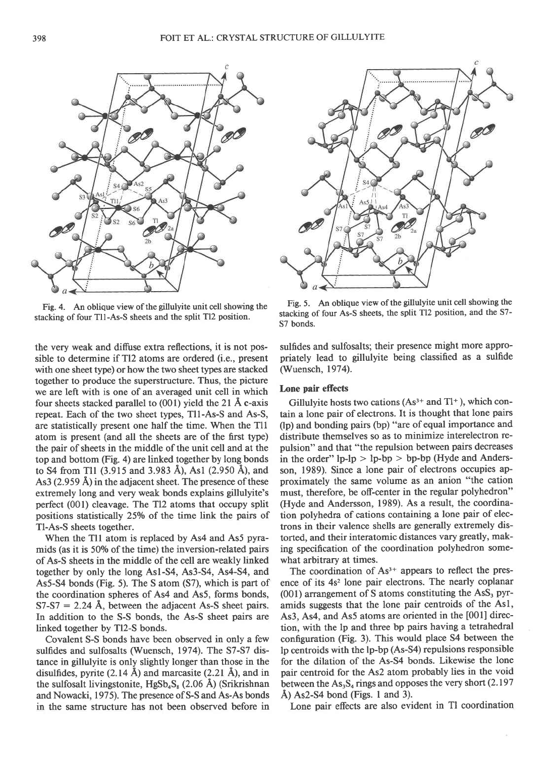Fig. 4. An oblique view of the gillulyite unit cell showing the stacking of four Tl1-As-S sheets and the split Tl2 position.

Fig. 5. An oblique view of the gillulyite unit cell showing the stacking of four As-S sheets, the split Tl2 position, and the S7-S7 bonds.

the very weak and diffuse extra reflections, it is not possible to determine if Tl2 atoms are ordered (i.e., present with one sheet type) or how the two sheet types are stacked together to produce the superstructure. Thus, the picture we are left with is one of an averaged unit cell in which four sheets stacked parallel to (001) yield the 21 Å c-axis repeat. Each of the two sheet types, Tl1-As-S and As-S, are statistically present one half the time. When the Tl1 atom is present (and all the sheets are of the first type) the pair of sheets in the middle of the unit cell and at the top and bottom (Fig. 4) are linked together by long bonds to S4 from Tl1 (3.915 and 3.983 Å), As1 (2.950 Å), and As3 (2.959 Å) in the adjacent sheet. The presence of these extremely long and very weak bonds explains gillulyite's perfect (001) cleavage. The Tl2 atoms that occupy split positions statistically 25% of the time link the pairs of Tl-As-S sheets together.

When the Tl1 atom is replaced by As4 and As5 pyramids (as it is 50% of the time) the inversion-related pairs of As-S sheets in the middle of the cell are weakly linked together by only the long As1-S4, As3-S4, As4-S4, and As5-S4 bonds (Fig. 5). The S atom (S7), which is part of the coordination spheres of As4 and As5, forms bonds, S7-S7 = 2.24 Å, between the adjacent As-S sheet pairs. In addition to the S-S bonds, the As-S sheet pairs are linked together by Tl2-S bonds.

Covalent S-S bonds have been observed in only a few sulfides and sulfosalts (Wuensch, 1974). The S7-S7 distance in gillulyite is only slightly longer than those in the disulfides, pyrite (2.14 Å) and marcasite (2.21 Å), and in the sulfosalt livingstonite, $HgSb_4S_8$ (2.06 Å) (Srikrishnan and Nowacki, 1975). The presence of S-S and As-As bonds in the same structure has not been observed before in sulfides and sulfosalts; their presence might more appropriately lead to gillulyite being classified as a sulfide (Wuensch, 1974).

### Lone pair effects

Gillulyite hosts two cations ($As^{3+}$ and $Tl^{+}$), which contain a lone pair of electrons. It is thought that lone pairs (lp) and bonding pairs (bp) "are of equal importance and distribute themselves so as to minimize interelectron repulsion" and that "the repulsion between pairs decreases in the order" lp-lp > lp-bp > bp-bp (Hyde and Andersson, 1989). Since a lone pair of electrons occupies approximately the same volume as an anion "the cation must, therefore, be off-center in the regular polyhedron" (Hyde and Andersson, 1989). As a result, the coordination polyhedra of cations containing a lone pair of electrons in their valence shells are generally extremely distorted, and their interatomic distances vary greatly, making specification of the coordination polyhedron somewhat arbitrary at times.

The coordination of $As^{3+}$ appears to reflect the presence of its $4s^2$ lone pair electrons. The nearly coplanar (001) arrangement of S atoms constituting the $AsS_3$ pyramids suggests that the lone pair centroids of the As1, As3, As4, and As5 atoms are oriented in the [001] direction, with the lp and three bp pairs having a tetrahedral configuration (Fig. 3). This would place S4 between the lp centroids with the lp-bp (As-S4) repulsions responsible for the dilation of the As-S4 bonds. Likewise the lone pair centroid for the As2 atom probably lies in the void between the $As_3S_4$ rings and opposes the very short (2.197 Å) As2-S4 bond (Figs. 1 and 3).

Lone pair effects are also evident in Tl coordination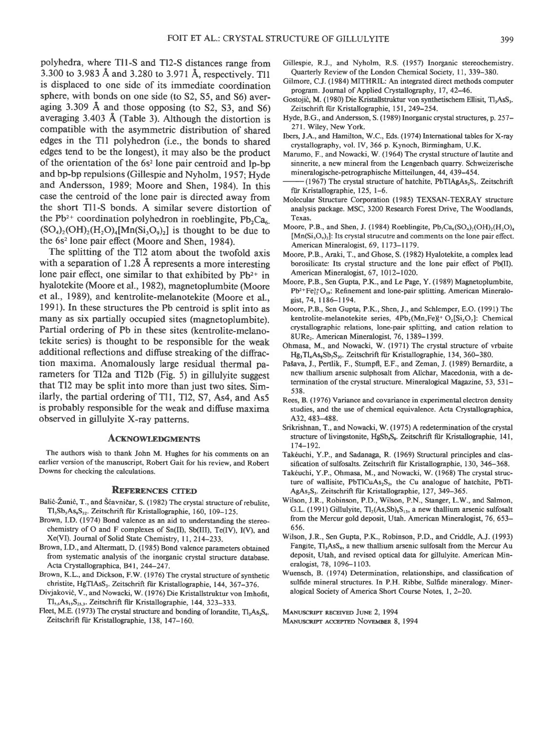polyhedra, where Tl1-S and Tl2-S distances range from 3.300 to 3.983 Å and 3.280 to 3.971 Å, respectively. Tl1 is displaced to one side of its immediate coordination sphere, with bonds on one side (to S2, S5, and S6) averaging 3.309 Å and those opposing (to S2, S3, and S6) averaging 3.403 Å (Table 3). Although the distortion is compatible with the asymmetric distribution of shared edges in the Tl1 polyhedron (i.e., the bonds to shared edges tend to be the longest), it may also be the product of the orientation of the $6s^2$ lone pair centroid and lp-bp and bp-bp repulsions (Gillespie and Nyholm, 1957; Hyde and Andersson, 1989; Moore and Shen, 1984). In this case the centroid of the lone pair is directed away from the short Tl1-S bonds. A similar severe distortion of the $Pb^{2+}$ coordination polyhedron in roeblingite, $Pb_2Ca_6(SO_4)_2(OH)_2(H_2O)_4[Mn(Si_3O_9)_2]$ is thought to be due to the $6s^2$ lone pair effect (Moore and Shen, 1984).

The splitting of the Tl2 atom about the twofold axis with a separation of 1.28 Å represents a more interesting lone pair effect, one similar to that exhibited by $Pb^{2+}$ in hyalotekite (Moore et al., 1982), magnetoplumbite (Moore et al., 1989), and kentrolite-melanotekite (Moore et al., 1991). In these structures the Pb centroid is split into as many as six partially occupied sites (magnetoplumbite). Partial ordering of Pb in these sites (kentrolite-melanotekite series) is thought to be responsible for the weak additional reflections and diffuse streaking of the diffraction maxima. Anomalously large residual thermal parameters for Tl2a and Tl2b (Fig. 5) in gillulyite suggest that Tl2 may be split into more than just two sites. Similarly, the partial ordering of Tl1, Tl2, S7, As4, and As5 is probably responsible for the weak and diffuse maxima observed in gillulyite X-ray patterns.

## Acknowledgments

The authors wish to thank John M. Hughes for his comments on an earlier version of the manuscript, Robert Gait for his review, and Robert Downs for checking the calculations.

## References cited

Balić-Žunić, T., and Šćavničar, S. (1982) The crystal structure of rebulite, $Tl_5Sb_5As_8S_{22}$. Zeitschrift für Kristallographie, 160, 109–125.

Brown, I.D. (1974) Bond valence as an aid to understanding the stereochemistry of O and F complexes of Sn(II), Sb(III), Te(IV), I(V), and Xe(VI). Journal of Solid State Chemistry, 11, 214–233.

Brown, I.D., and Altermatt, D. (1985) Bond valence parameters obtained from systematic analysis of the inorganic crystal structure database. Acta Crystallographica, B41, 244–247.

Brown, K.L., and Dickson, F.W. (1976) The crystal structure of synthetic christite, $HgTlAsS_3$. Zeitschrift für Kristallographie, 144, 367–376.

Divjaković, V., and Nowacki, W. (1976) Die Kristallstruktur von Imhofit, $Tl_{5.6}As_{15}S_{25.3}$. Zeitschrift für Kristallographie, 144, 323–333.

Fleet, M.E. (1973) The crystal structure and bonding of lorandite, $Tl_2As_2S_4$. Zeitschrift für Kristallographie, 138, 147–160.

Gillespie, R.J., and Nyholm, R.S. (1957) Inorganic stereochemistry. Quarterly Review of the London Chemical Society, 11, 339–380.

Gilmore, C.J. (1984) MITHRIL: An integrated direct methods computer program. Journal of Applied Crystallography, 17, 42–46.

Gostojić, M. (1980) Die Kristallstruktur von synthetischem Ellisit, $Tl_3AsS_3$. Zeitschrift für Kristallographie, 151, 249–254.

Hyde, B.G., and Andersson, S. (1989) Inorganic crystal structures, p. 257–271. Wiley, New York.

Ibers, J.A., and Hamilton, W.C., Eds. (1974) International tables for X-ray crystallography, vol. IV, 366 p. Kynoch, Birmingham, U.K.

Marumo, F., and Nowacki, W. (1964) The crystal structure of lautite and sinnerite, a new mineral from the Lengenbach quarry. Schweizerische mineralogische-petrographische Mitteilungen, 44, 439–454.

——— (1967) The crystal structure of hatchite, $PbTlAgAs_2S_5$. Zeitschrift für Kristallographie, 125, 1–6.

Molecular Structure Corporation (1985) TEXSAN-TEXRAY structure analysis package. MSC, 3200 Research Forest Drive, The Woodlands, Texas.

Moore, P.B., and Shen, J. (1984) Roeblingite, $Pb_2Ca_6(SO_4)_2(OH)_2(H_2O)_4[Mn(Si_3O_9)_2]$: Its crystal strucutre and comments on the lone pair effect. American Mineralogist, 69, 1173–1179.

Moore, P.B., Araki, T., and Ghose, S. (1982) Hyalotekite, a complex lead borosilicate: Its crystal structure and the lone pair effect of Pb(II). American Mineralogist, 67, 1012–1020.

Moore, P.B., Sen Gupta, P.K., and Le Page, Y. (1989) Magnetoplumbite, $Pb^{2+}Fe^{3+}_{12}O_{19}$: Refinement and lone-pair splitting. American Mineralogist, 74, 1186–1194.

Moore, P.B., Sen Gupta, P.K., Shen, J., and Schlemper, E.O. (1991) The kentrolite-melanotekite series, $4Pb_2(Mn,Fe)^{3+}_2O_2[Si_2O_7]$: Chemical crystallographic relations, lone-pair splitting, and cation relation to $8URe_2$. American Mineralogist, 76, 1389–1399.

Ohmasa, M., and Nowacki, W. (1971) The crystal structure of vrbaite $Hg_3Tl_4As_8Sb_2S_{20}$. Zeitschrift für Kristallographie, 134, 360–380.

Pašava, J., Pertlik, F., Stumpfl, E.F., and Zeman, J. (1989) Bernardite, a new thallium arsenic sulphosalt from Allchar, Macedonia, with a determination of the crystal structure. Mineralogical Magazine, 53, 531–538.

Rees, B. (1976) Variance and covariance in experimental electron density studies, and the use of chemical equivalence. Acta Crystallographica, A32, 483–488.

Srikrishnan, T., and Nowacki, W. (1975) A redetermination of the crystal structure of livingstonite, $HgSb_4S_8$. Zeitschrift für Kristallographie, 141, 174–192.

Takéuchi, Y.P., and Sadanaga, R. (1969) Structural principles and classification of sulfosalts. Zeitschrift für Kristallographie, 130, 346–368.

Takéuchi, Y.P., Ohmasa, M., and Nowacki, W. (1968) The crystal structure of wallisite, $PbTlCuAs_2S_5$, the Cu analogue of hatchite, $PbTlAgAs_2S_5$. Zeitschrift für Kristallographie, 127, 349–365.

Wilson, J.R., Robinson, P.D., Wilson, P.N., Stanger, L.W., and Salmon, G.L. (1991) Gillulyite, $Tl_2(As,Sb)_8S_{13}$, a new thallium arsenic sulfosalt from the Mercur gold deposit, Utah. American Mineralogist, 76, 653–656.

Wilson, J.R., Sen Gupta, P.K., Robinson, P.D., and Criddle, A.J. (1993) Fangite, $Tl_3AsS_4$, a new thallium arsenic sulfosalt from the Mercur Au deposit, Utah, and revised optical data for gillulyite. American Mineralogist, 78, 1096–1103.

Wuensch, B. (1974) Determination, relationships, and classification of sulfide mineral structures. In P.H. Ribbe, Sulfide mineralogy. Mineralogical Society of America Short Course Notes, 1, 2–20.

Manuscript received June 2, 1994
Manuscript accepted November 8, 1994